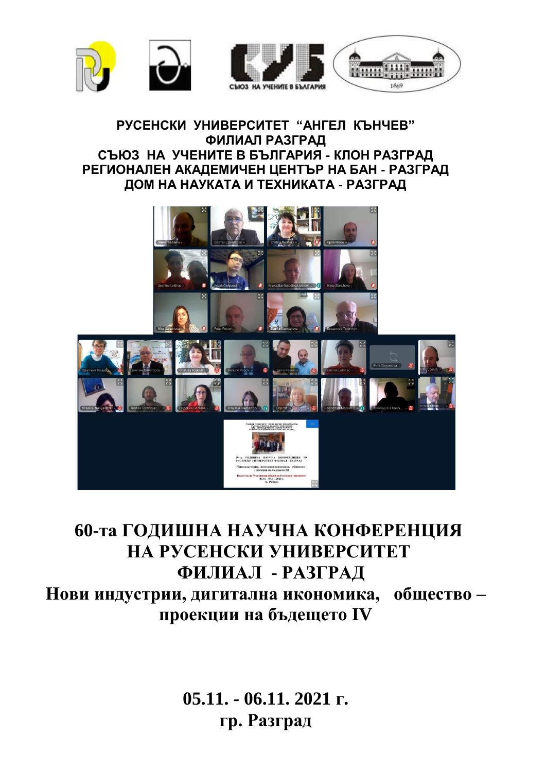**РУСЕНСКИ УНИВЕРСИТЕТ "АНГЕЛ КЪНЧЕВ"**
**ФИЛИАЛ РАЗГРАД**
**СЪЮЗ НА УЧЕНИТЕ В БЪЛГАРИЯ - КЛОН РАЗГРАД**
**РЕГИОНАЛЕН АКАДЕМИЧЕН ЦЕНТЪР НА БАН - РАЗГРАД**
**ДОМ НА НАУКАТА И ТЕХНИКАТА - РАЗГРАД**

# 60-та ГОДИШНА НАУЧНА КОНФЕРЕНЦИЯ НА РУСЕНСКИ УНИВЕРСИТЕТ ФИЛИАЛ - РАЗГРАД

## Нови индустрии, дигитална икономика, общество – проекции на бъдещето IV

**05.11. - 06.11. 2021 г.**
**гр. Разград**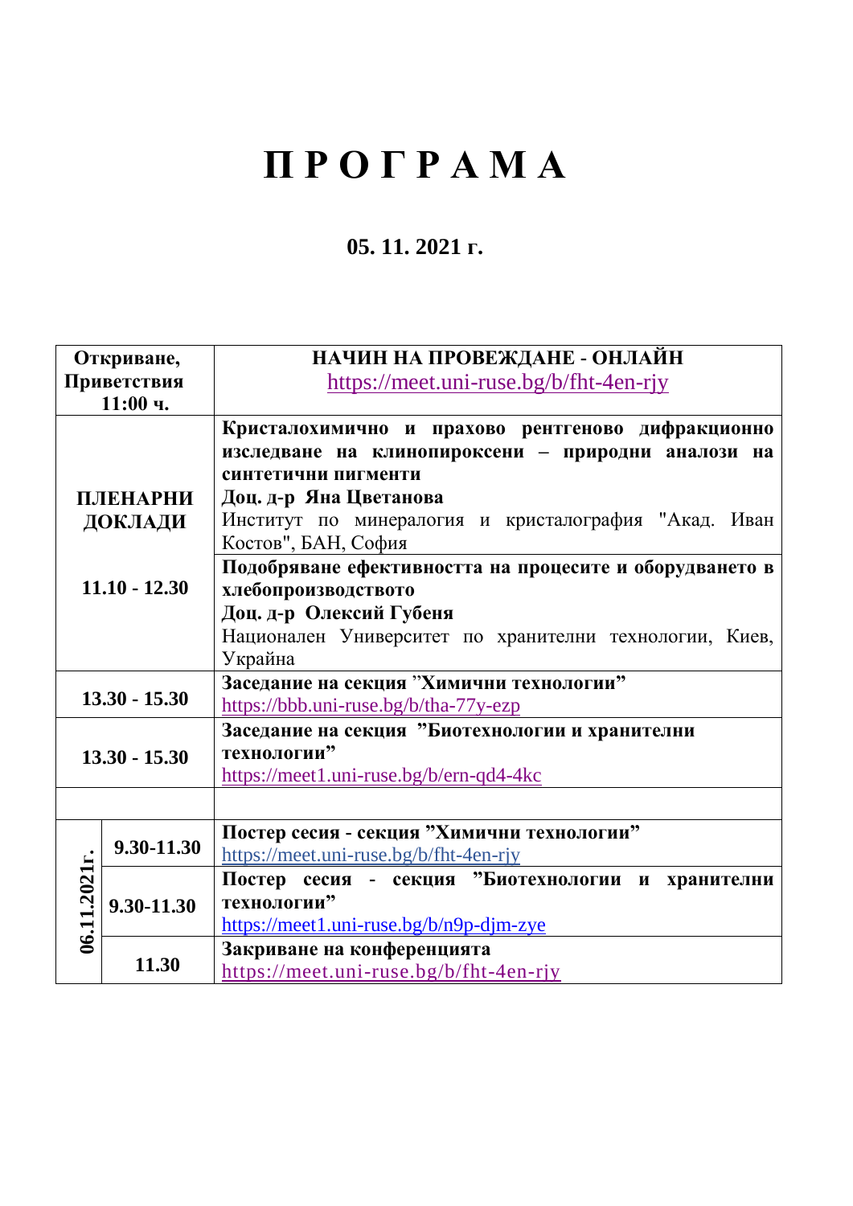# П Р О Г Р А М А

## 05. 11. 2021 г.

| | | |
|---|---|---|
| **Откриване, Приветствия 11:00 ч.** | | **НАЧИН НА ПРОВЕЖДАНЕ - ОНЛАЙН** https://meet.uni-ruse.bg/b/fht-4en-rjy |
| **ПЛЕНАРНИ ДОКЛАДИ 11.10 - 12.30** | | **Кристалохимично и прахово рентгеново дифракционно изследване на клинопироксени – природни аналози на синтетични пигменти** **Доц. д-р Яна Цветанова** Институт по минералогия и кристалография "Акад. Иван Костов", БАН, София |
| | | **Подобряване ефективността на процесите и оборудването в хлебопроизводството** **Доц. д-р Олексий Губеня** Национален Университет по хранителни технологии, Киев, Украйна |
| **13.30 - 15.30** | | **Заседание на секция "Химични технологии"** https://bbb.uni-ruse.bg/b/tha-77y-ezp |
| **13.30 - 15.30** | | **Заседание на секция "Биотехнологии и хранителни технологии"** https://meet1.uni-ruse.bg/b/ern-qd4-4kc |
| | | |
| **06.11.2021г.** | **9.30-11.30** | **Постер сесия - секция "Химични технологии"** https://meet.uni-ruse.bg/b/fht-4en-rjy |
| | **9.30-11.30** | **Постер сесия - секция "Биотехнологии и хранителни технологии"** https://meet1.uni-ruse.bg/b/n9p-djm-zye |
| | **11.30** | **Закриване на конференцията** https://meet.uni-ruse.bg/b/fht-4en-rjy |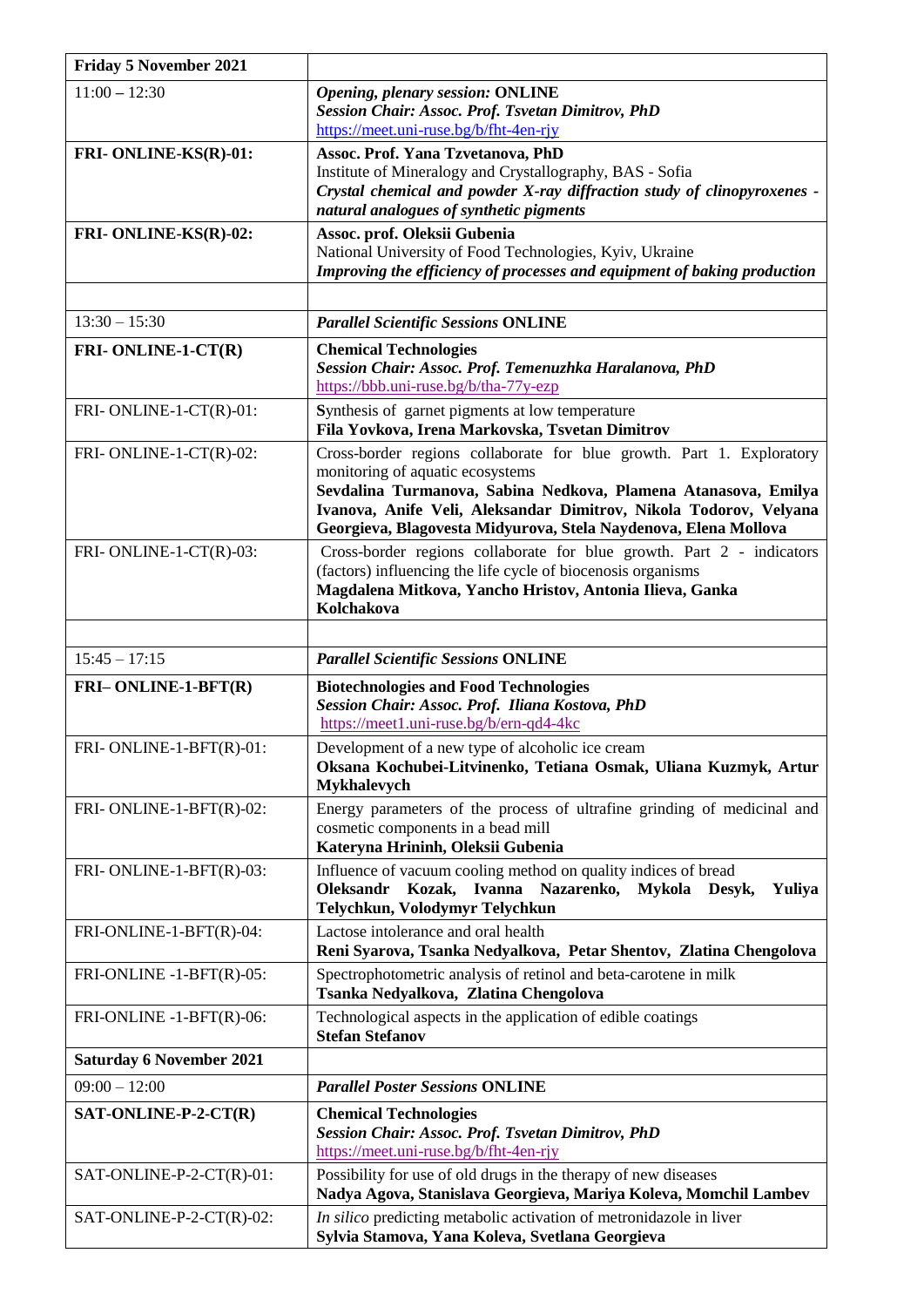| **Friday 5 November 2021** | |
|---|---|
| 11:00 – 12:30 | ***Opening, plenary session:* ONLINE**<br>***Session Chair: Assoc. Prof. Tsvetan Dimitrov, PhD***<br>https://meet.uni-ruse.bg/b/fht-4en-rjy |
| **FRI- ONLINE-KS(R)-01:** | **Assoc. Prof. Yana Tzvetanova, PhD**<br>Institute of Mineralogy and Crystallography, BAS - Sofia<br>***Crystal chemical and powder X-ray diffraction study of clinopyroxenes - natural analogues of synthetic pigments*** |
| **FRI- ONLINE-KS(R)-02:** | **Assoc. prof. Oleksii Gubenia**<br>National University of Food Technologies, Kyiv, Ukraine<br>***Improving the efficiency of processes and equipment of baking production*** |
| | |
| 13:30 – 15:30 | ***Parallel Scientific Sessions* ONLINE** |
| **FRI- ONLINE-1-CT(R)** | **Chemical Technologies**<br>***Session Chair: Assoc. Prof. Temenuzhka Haralanova, PhD***<br>https://bbb.uni-ruse.bg/b/tha-77y-ezp |
| FRI- ONLINE-1-CT(R)-01: | **S**ynthesis of garnet pigments at low temperature<br>**Fila Yovkova, Irena Markovska, Tsvetan Dimitrov** |
| FRI- ONLINE-1-CT(R)-02: | Cross-border regions collaborate for blue growth. Part 1. Exploratory monitoring of aquatic ecosystems<br>**Sevdalina Turmanova, Sabina Nedkova, Plamena Atanasova, Emilya Ivanova, Anife Veli, Aleksandar Dimitrov, Nikola Todorov, Velyana Georgieva, Blagovesta Midyurova, Stela Naydenova, Elena Mollova** |
| FRI- ONLINE-1-CT(R)-03: | Cross-border regions collaborate for blue growth. Part 2 - indicators (factors) influencing the life cycle of biocenosis organisms<br>**Magdalena Mitkova, Yancho Hristov, Antonia Ilieva, Ganka Kolchakova** |
| | |
| 15:45 – 17:15 | ***Parallel Scientific Sessions* ONLINE** |
| **FRI– ONLINE-1-BFT(R)** | **Biotechnologies and Food Technologies**<br>***Session Chair: Assoc. Prof. Iliana Kostova, PhD***<br>https://meet1.uni-ruse.bg/b/ern-qd4-4kc |
| FRI- ONLINE-1-BFT(R)-01: | Development of a new type of alcoholic ice cream<br>**Oksana Kochubei-Litvinenko, Tetiana Osmak, Uliana Kuzmyk, Artur Mykhalevych** |
| FRI- ONLINE-1-BFT(R)-02: | Energy parameters of the process of ultrafine grinding of medicinal and cosmetic components in a bead mill<br>**Kateryna Hrininh, Oleksii Gubenia** |
| FRI- ONLINE-1-BFT(R)-03: | Influence of vacuum cooling method on quality indices of bread<br>**Oleksandr Kozak, Ivanna Nazarenko, Mykola Desyk, Yuliya Telychkun, Volodymyr Telychkun** |
| FRI-ONLINE-1-BFT(R)-04: | Lactose intolerance and oral health<br>**Reni Syarova, Tsanka Nedyalkova, Petar Shentov, Zlatina Chengolova** |
| FRI-ONLINE -1-BFT(R)-05: | Spectrophotometric analysis of retinol and beta-carotene in milk<br>**Tsanka Nedyalkova, Zlatina Chengolova** |
| FRI-ONLINE -1-BFT(R)-06: | Technological aspects in the application of edible coatings<br>**Stefan Stefanov** |
| **Saturday 6 November 2021** | |
| 09:00 – 12:00 | ***Parallel Poster Sessions* ONLINE** |
| **SAT-ONLINE-P-2-CT(R)** | **Chemical Technologies**<br>***Session Chair: Assoc. Prof. Tsvetan Dimitrov, PhD***<br>https://meet.uni-ruse.bg/b/fht-4en-rjy |
| SAT-ONLINE-P-2-CT(R)-01: | Possibility for use of old drugs in the therapy of new diseases<br>**Nadya Agova, Stanislava Georgieva, Mariya Koleva, Momchil Lambev** |
| SAT-ONLINE-P-2-CT(R)-02: | *In silico* predicting metabolic activation of metronidazole in liver<br>**Sylvia Stamova, Yana Koleva, Svetlana Georgieva** |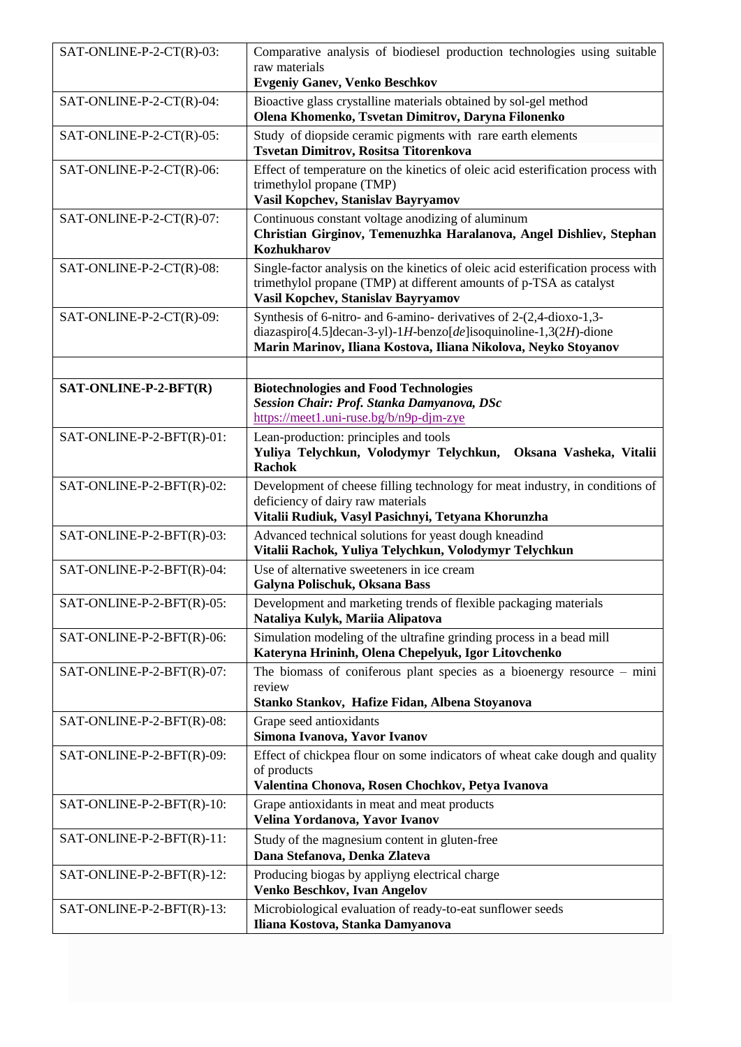| | |
|---|---|
| SAT-ONLINE-P-2-CT(R)-03: | Comparative analysis of biodiesel production technologies using suitable raw materials **Evgeniy Ganev, Venko Beschkov** |
| SAT-ONLINE-P-2-CT(R)-04: | Bioactive glass crystalline materials obtained by sol-gel method **Olena Khomenko, Tsvetan Dimitrov, Daryna Filonenko** |
| SAT-ONLINE-P-2-CT(R)-05: | Study of diopside ceramic pigments with rare earth elements **Tsvetan Dimitrov, Rositsa Titorenkova** |
| SAT-ONLINE-P-2-CT(R)-06: | Effect of temperature on the kinetics of oleic acid esterification process with trimethylol propane (TMP) **Vasil Kopchev, Stanislav Bayryamov** |
| SAT-ONLINE-P-2-CT(R)-07: | Continuous constant voltage anodizing of aluminum **Christian Girginov, Temenuzhka Haralanova, Angel Dishliev, Stephan Kozhukharov** |
| SAT-ONLINE-P-2-CT(R)-08: | Single-factor analysis on the kinetics of oleic acid esterification process with trimethylol propane (TMP) at different amounts of p-TSA as catalyst **Vasil Kopchev, Stanislav Bayryamov** |
| SAT-ONLINE-P-2-CT(R)-09: | Synthesis of 6-nitro- and 6-amino- derivatives of 2-(2,4-dioxo-1,3-diazaspiro[4.5]decan-3-yl)-1*H*-benzo[*de*]isoquinoline-1,3(2*H*)-dione **Marin Marinov, Iliana Kostova, Iliana Nikolova, Neyko Stoyanov** |
| | |
| **SAT-ONLINE-P-2-BFT(R)** | **Biotechnologies and Food Technologies** ***Session Chair: Prof. Stanka Damyanova, DSc*** https://meet1.uni-ruse.bg/b/n9p-djm-zye |
| SAT-ONLINE-P-2-BFT(R)-01: | Lean-production: principles and tools **Yuliya Telychkun, Volodymyr Telychkun, Oksana Vasheka, Vitalii Rachok** |
| SAT-ONLINE-P-2-BFT(R)-02: | Development of cheese filling technology for meat industry, in conditions of deficiency of dairy raw materials **Vitalii Rudiuk, Vasyl Pasichnyi, Tetyana Khorunzha** |
| SAT-ONLINE-P-2-BFT(R)-03: | Advanced technical solutions for yeast dough kneadind **Vitalii Rachok, Yuliya Telychkun, Volodymyr Telychkun** |
| SAT-ONLINE-P-2-BFT(R)-04: | Use of alternative sweeteners in ice cream **Galyna Polischuk, Oksana Bass** |
| SAT-ONLINE-P-2-BFT(R)-05: | Development and marketing trends of flexible packaging materials **Nataliya Kulyk, Mariia Alipatova** |
| SAT-ONLINE-P-2-BFT(R)-06: | Simulation modeling of the ultrafine grinding process in a bead mill **Kateryna Hrininh, Olena Chepelyuk, Igor Litovchenko** |
| SAT-ONLINE-P-2-BFT(R)-07: | The biomass of coniferous plant species as a bioenergy resource – mini review **Stanko Stankov, Hafize Fidan, Albena Stoyanova** |
| SAT-ONLINE-P-2-BFT(R)-08: | Grape seed antioxidants **Simona Ivanova, Yavor Ivanov** |
| SAT-ONLINE-P-2-BFT(R)-09: | Effect of chickpea flour on some indicators of wheat cake dough and quality of products **Valentina Chonova, Rosen Chochkov, Petya Ivanova** |
| SAT-ONLINE-P-2-BFT(R)-10: | Grape antioxidants in meat and meat products **Velina Yordanova, Yavor Ivanov** |
| SAT-ONLINE-P-2-BFT(R)-11: | Study of the magnesium content in gluten-free **Dana Stefanova, Denka Zlateva** |
| SAT-ONLINE-P-2-BFT(R)-12: | Producing biogas by appliyng electrical charge **Venko Beschkov, Ivan Angelov** |
| SAT-ONLINE-P-2-BFT(R)-13: | Microbiological evaluation of ready-to-eat sunflower seeds **Iliana Kostova, Stanka Damyanova** |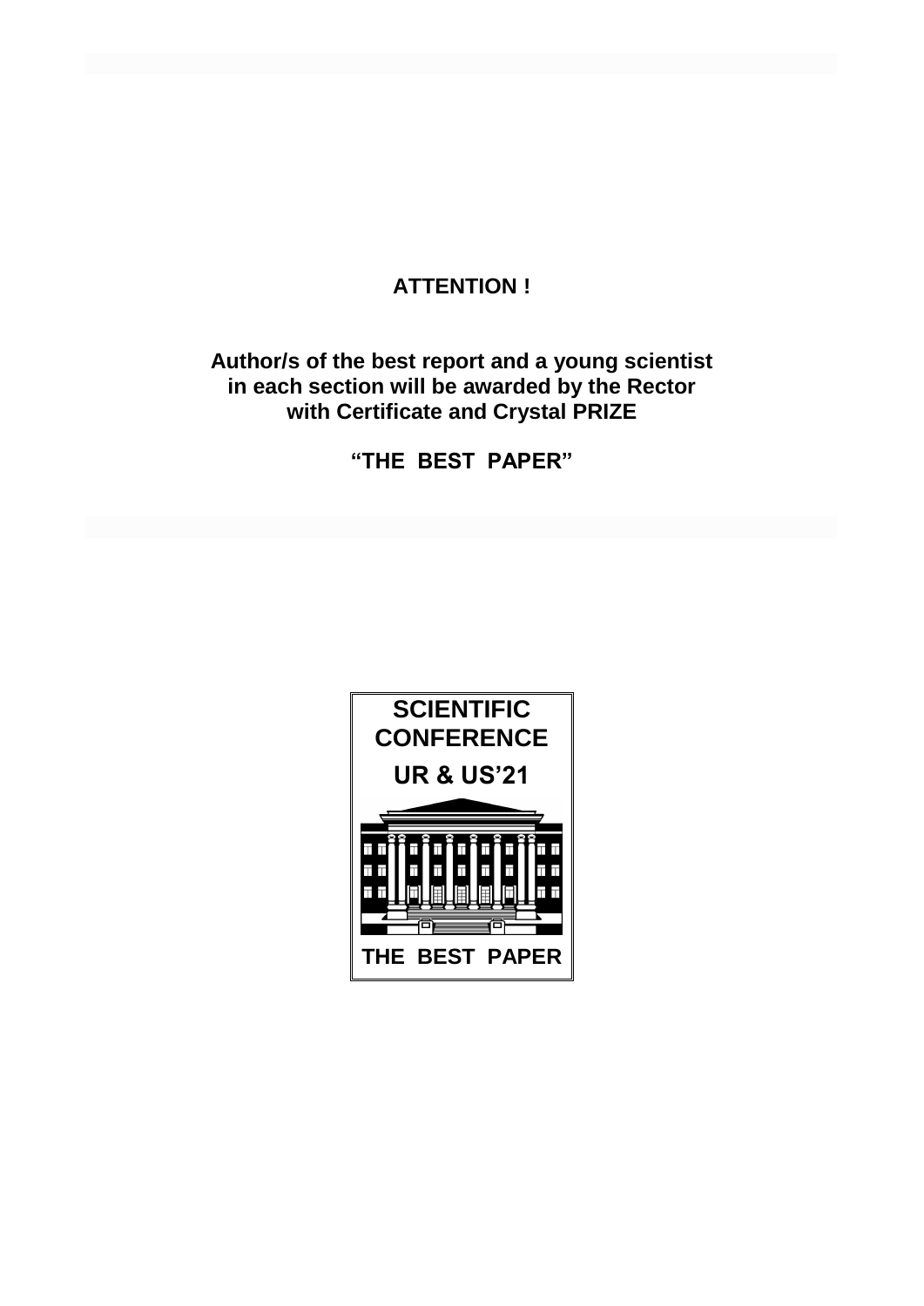**ATTENTION !**

**Author/s of the best report and a young scientist in each section will be awarded by the Rector with Certificate and Crystal PRIZE**

**"THE BEST PAPER"**

SCIENTIFIC CONFERENCE

UR & US'21

THE BEST PAPER